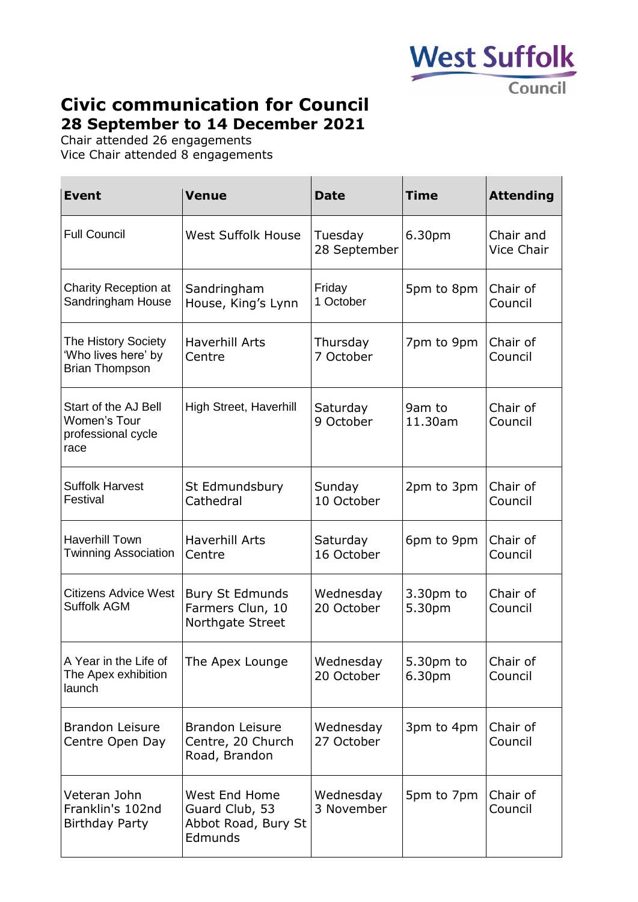West Suffolk Council

# Civic communication for Council
## 28 September to 14 December 2021

Chair attended 26 engagements
Vice Chair attended 8 engagements

| Event | Venue | Date | Time | Attending |
|---|---|---|---|---|
| Full Council | West Suffolk House | Tuesday 28 September | 6.30pm | Chair and Vice Chair |
| Charity Reception at Sandringham House | Sandringham House, King's Lynn | Friday 1 October | 5pm to 8pm | Chair of Council |
| The History Society 'Who lives here' by Brian Thompson | Haverhill Arts Centre | Thursday 7 October | 7pm to 9pm | Chair of Council |
| Start of the AJ Bell Women's Tour professional cycle race | High Street, Haverhill | Saturday 9 October | 9am to 11.30am | Chair of Council |
| Suffolk Harvest Festival | St Edmundsbury Cathedral | Sunday 10 October | 2pm to 3pm | Chair of Council |
| Haverhill Town Twinning Association | Haverhill Arts Centre | Saturday 16 October | 6pm to 9pm | Chair of Council |
| Citizens Advice West Suffolk AGM | Bury St Edmunds Farmers Clun, 10 Northgate Street | Wednesday 20 October | 3.30pm to 5.30pm | Chair of Council |
| A Year in the Life of The Apex exhibition launch | The Apex Lounge | Wednesday 20 October | 5.30pm to 6.30pm | Chair of Council |
| Brandon Leisure Centre Open Day | Brandon Leisure Centre, 20 Church Road, Brandon | Wednesday 27 October | 3pm to 4pm | Chair of Council |
| Veteran John Franklin's 102nd Birthday Party | West End Home Guard Club, 53 Abbot Road, Bury St Edmunds | Wednesday 3 November | 5pm to 7pm | Chair of Council |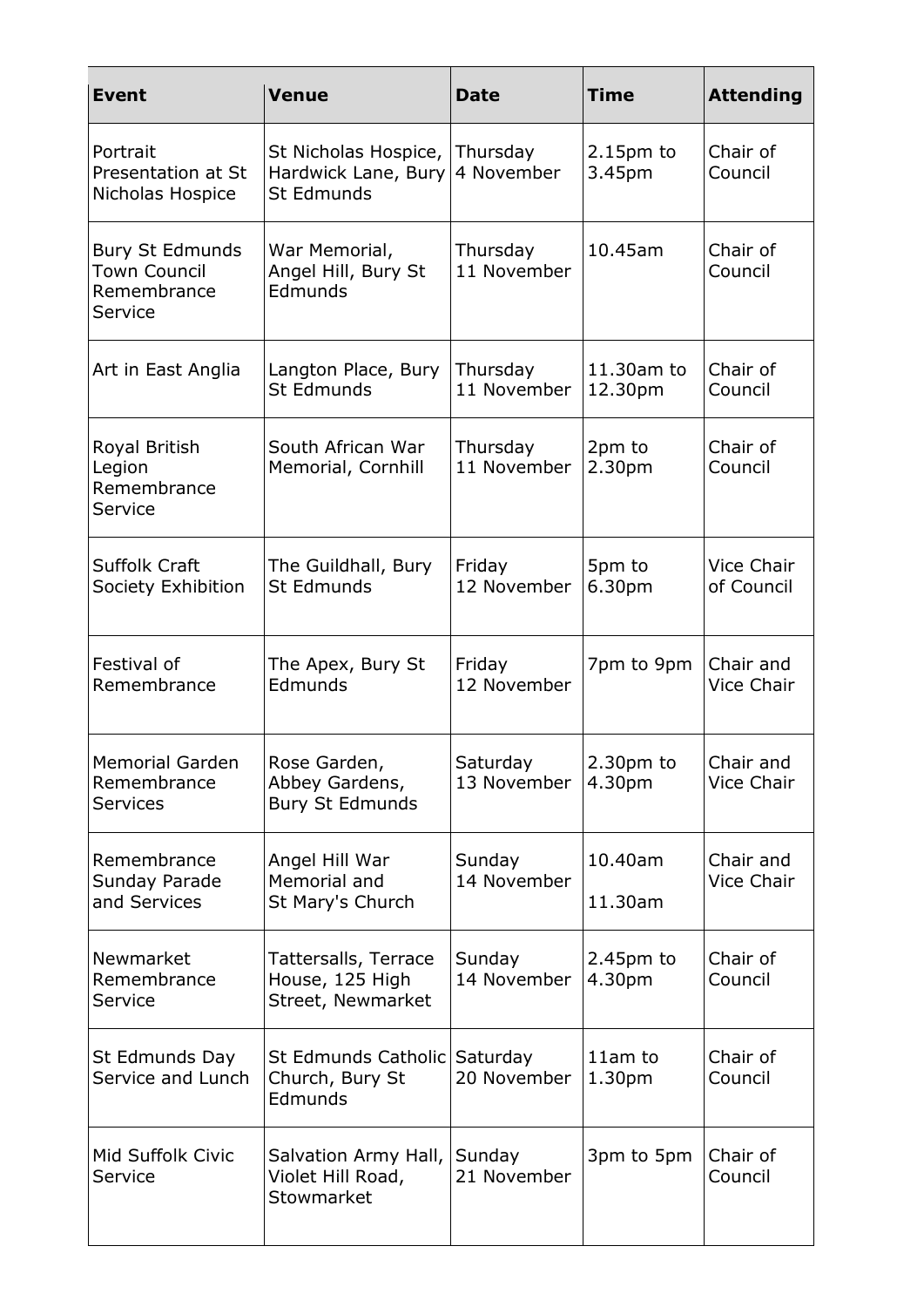| Event | Venue | Date | Time | Attending |
|---|---|---|---|---|
| Portrait Presentation at St Nicholas Hospice | St Nicholas Hospice, Hardwick Lane, Bury St Edmunds | Thursday 4 November | 2.15pm to 3.45pm | Chair of Council |
| Bury St Edmunds Town Council Remembrance Service | War Memorial, Angel Hill, Bury St Edmunds | Thursday 11 November | 10.45am | Chair of Council |
| Art in East Anglia | Langton Place, Bury St Edmunds | Thursday 11 November | 11.30am to 12.30pm | Chair of Council |
| Royal British Legion Remembrance Service | South African War Memorial, Cornhill | Thursday 11 November | 2pm to 2.30pm | Chair of Council |
| Suffolk Craft Society Exhibition | The Guildhall, Bury St Edmunds | Friday 12 November | 5pm to 6.30pm | Vice Chair of Council |
| Festival of Remembrance | The Apex, Bury St Edmunds | Friday 12 November | 7pm to 9pm | Chair and Vice Chair |
| Memorial Garden Remembrance Services | Rose Garden, Abbey Gardens, Bury St Edmunds | Saturday 13 November | 2.30pm to 4.30pm | Chair and Vice Chair |
| Remembrance Sunday Parade and Services | Angel Hill War Memorial and St Mary's Church | Sunday 14 November | 10.40am<br>11.30am | Chair and Vice Chair |
| Newmarket Remembrance Service | Tattersalls, Terrace House, 125 High Street, Newmarket | Sunday 14 November | 2.45pm to 4.30pm | Chair of Council |
| St Edmunds Day Service and Lunch | St Edmunds Catholic Church, Bury St Edmunds | Saturday 20 November | 11am to 1.30pm | Chair of Council |
| Mid Suffolk Civic Service | Salvation Army Hall, Violet Hill Road, Stowmarket | Sunday 21 November | 3pm to 5pm | Chair of Council |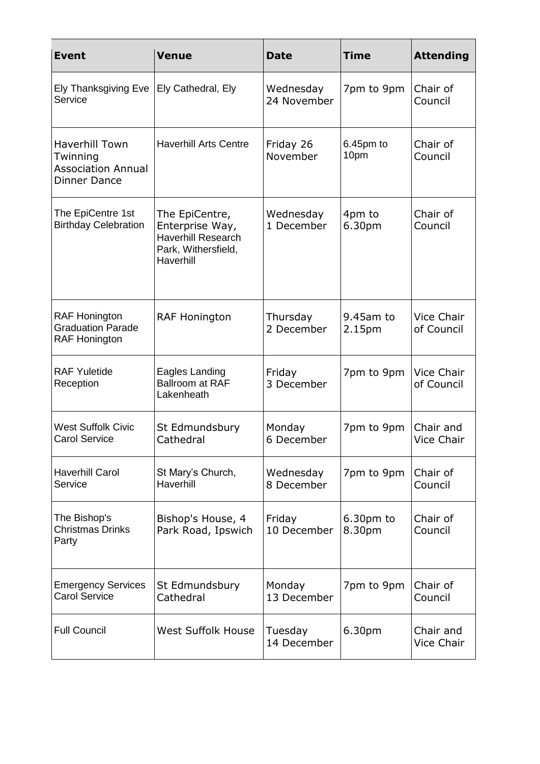| Event | Venue | Date | Time | Attending |
|---|---|---|---|---|
| Ely Thanksgiving Eve Service | Ely Cathedral, Ely | Wednesday 24 November | 7pm to 9pm | Chair of Council |
| Haverhill Town Twinning Association Annual Dinner Dance | Haverhill Arts Centre | Friday 26 November | 6.45pm to 10pm | Chair of Council |
| The EpiCentre 1st Birthday Celebration | The EpiCentre, Enterprise Way, Haverhill Research Park, Withersfield, Haverhill | Wednesday 1 December | 4pm to 6.30pm | Chair of Council |
| RAF Honington Graduation Parade RAF Honington | RAF Honington | Thursday 2 December | 9.45am to 2.15pm | Vice Chair of Council |
| RAF Yuletide Reception | Eagles Landing Ballroom at RAF Lakenheath | Friday 3 December | 7pm to 9pm | Vice Chair of Council |
| West Suffolk Civic Carol Service | St Edmundsbury Cathedral | Monday 6 December | 7pm to 9pm | Chair and Vice Chair |
| Haverhill Carol Service | St Mary's Church, Haverhill | Wednesday 8 December | 7pm to 9pm | Chair of Council |
| The Bishop's Christmas Drinks Party | Bishop's House, 4 Park Road, Ipswich | Friday 10 December | 6.30pm to 8.30pm | Chair of Council |
| Emergency Services Carol Service | St Edmundsbury Cathedral | Monday 13 December | 7pm to 9pm | Chair of Council |
| Full Council | West Suffolk House | Tuesday 14 December | 6.30pm | Chair and Vice Chair |